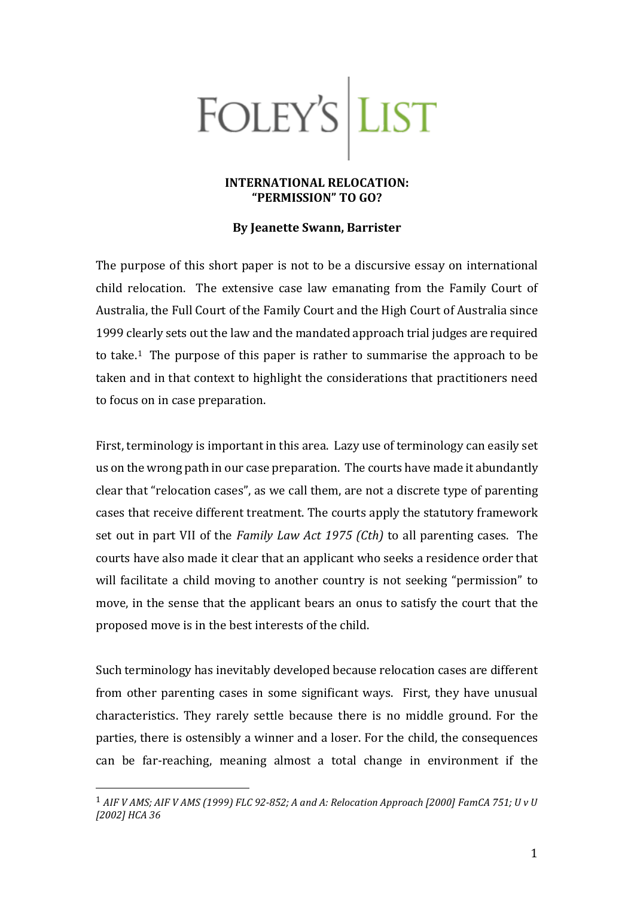FOLEY'S | LIST

# INTERNATIONAL RELOCATION: "PERMISSION" TO GO?

**By Jeanette Swann, Barrister**

The purpose of this short paper is not to be a discursive essay on international child relocation. The extensive case law emanating from the Family Court of Australia, the Full Court of the Family Court and the High Court of Australia since 1999 clearly sets out the law and the mandated approach trial judges are required to take.[1] The purpose of this paper is rather to summarise the approach to be taken and in that context to highlight the considerations that practitioners need to focus on in case preparation.

First, terminology is important in this area. Lazy use of terminology can easily set us on the wrong path in our case preparation. The courts have made it abundantly clear that "relocation cases", as we call them, are not a discrete type of parenting cases that receive different treatment. The courts apply the statutory framework set out in part VII of the *Family Law Act 1975 (Cth)* to all parenting cases. The courts have also made it clear that an applicant who seeks a residence order that will facilitate a child moving to another country is not seeking "permission" to move, in the sense that the applicant bears an onus to satisfy the court that the proposed move is in the best interests of the child.

Such terminology has inevitably developed because relocation cases are different from other parenting cases in some significant ways. First, they have unusual characteristics. They rarely settle because there is no middle ground. For the parties, there is ostensibly a winner and a loser. For the child, the consequences can be far-reaching, meaning almost a total change in environment if the

---

[1] *AIF V AMS; AIF V AMS (1999) FLC 92-852; A and A: Relocation Approach [2000] FamCA 751; U v U [2002] HCA 36*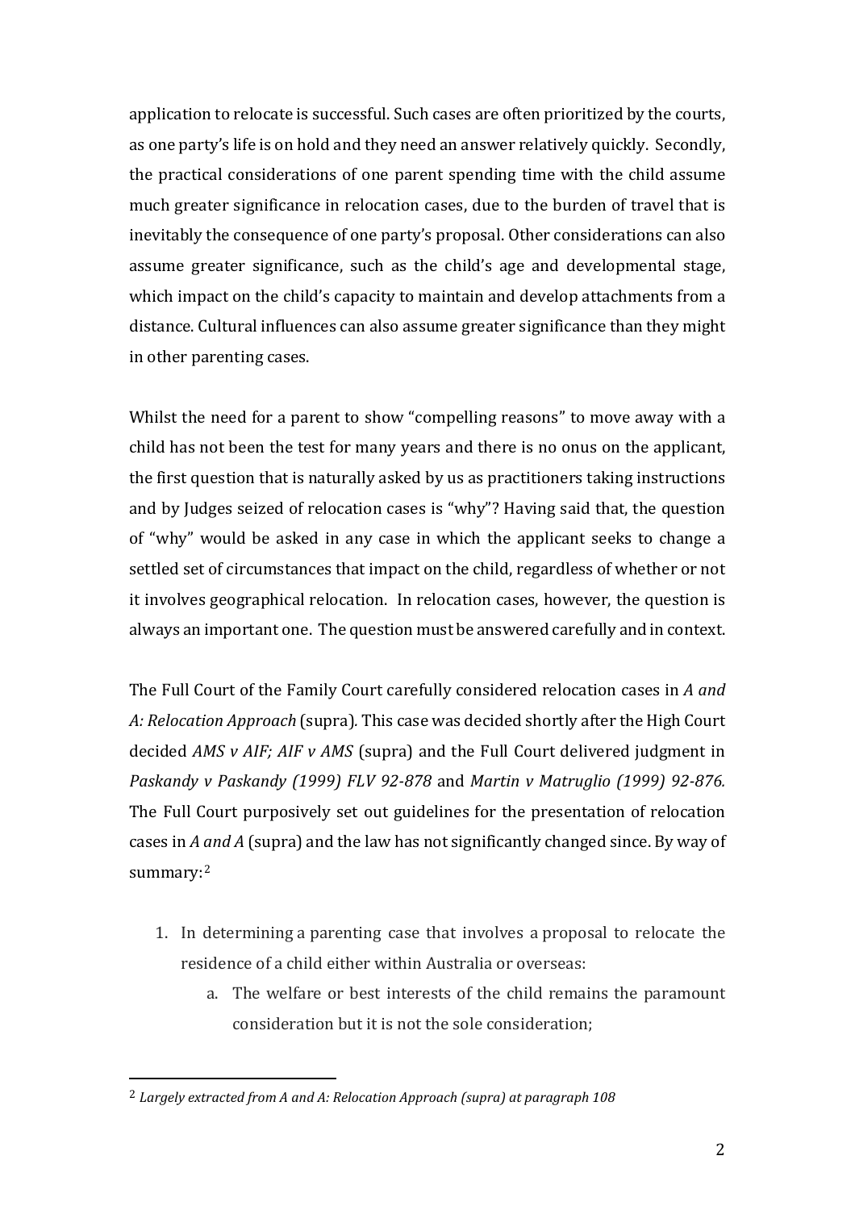application to relocate is successful. Such cases are often prioritized by the courts, as one party's life is on hold and they need an answer relatively quickly. Secondly, the practical considerations of one parent spending time with the child assume much greater significance in relocation cases, due to the burden of travel that is inevitably the consequence of one party's proposal. Other considerations can also assume greater significance, such as the child's age and developmental stage, which impact on the child's capacity to maintain and develop attachments from a distance. Cultural influences can also assume greater significance than they might in other parenting cases.

Whilst the need for a parent to show "compelling reasons" to move away with a child has not been the test for many years and there is no onus on the applicant, the first question that is naturally asked by us as practitioners taking instructions and by Judges seized of relocation cases is "why"? Having said that, the question of "why" would be asked in any case in which the applicant seeks to change a settled set of circumstances that impact on the child, regardless of whether or not it involves geographical relocation. In relocation cases, however, the question is always an important one. The question must be answered carefully and in context.

The Full Court of the Family Court carefully considered relocation cases in *A and A: Relocation Approach* (supra). This case was decided shortly after the High Court decided *AMS v AIF; AIF v AMS* (supra) and the Full Court delivered judgment in *Paskandy v Paskandy (1999) FLV 92-878* and *Martin v Matruglio (1999) 92-876.* The Full Court purposively set out guidelines for the presentation of relocation cases in *A and A* (supra) and the law has not significantly changed since. By way of summary:[2]

1. In determining a parenting case that involves a proposal to relocate the residence of a child either within Australia or overseas:
   a. The welfare or best interests of the child remains the paramount consideration but it is not the sole consideration;

---

[2] *Largely extracted from A and A: Relocation Approach (supra) at paragraph 108*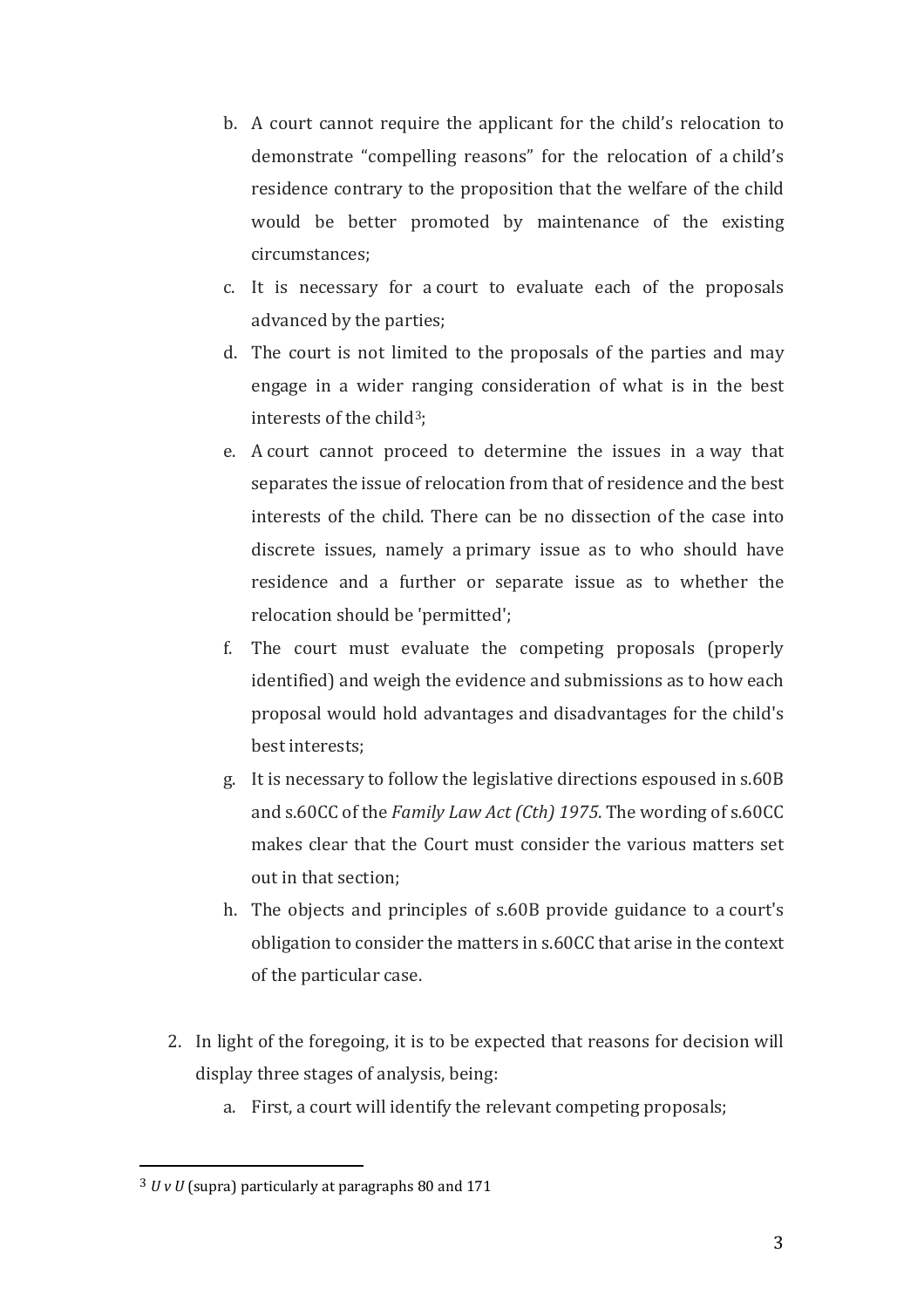b. A court cannot require the applicant for the child's relocation to demonstrate "compelling reasons" for the relocation of a child's residence contrary to the proposition that the welfare of the child would be better promoted by maintenance of the existing circumstances;

c. It is necessary for a court to evaluate each of the proposals advanced by the parties;

d. The court is not limited to the proposals of the parties and may engage in a wider ranging consideration of what is in the best interests of the child[3];

e. A court cannot proceed to determine the issues in a way that separates the issue of relocation from that of residence and the best interests of the child. There can be no dissection of the case into discrete issues, namely a primary issue as to who should have residence and a further or separate issue as to whether the relocation should be 'permitted';

f. The court must evaluate the competing proposals (properly identified) and weigh the evidence and submissions as to how each proposal would hold advantages and disadvantages for the child's best interests;

g. It is necessary to follow the legislative directions espoused in s.60B and s.60CC of the *Family Law Act (Cth) 1975*. The wording of s.60CC makes clear that the Court must consider the various matters set out in that section;

h. The objects and principles of s.60B provide guidance to a court's obligation to consider the matters in s.60CC that arise in the context of the particular case.

2. In light of the foregoing, it is to be expected that reasons for decision will display three stages of analysis, being:

   a. First, a court will identify the relevant competing proposals;

---

[3] *U v U* (supra) particularly at paragraphs 80 and 171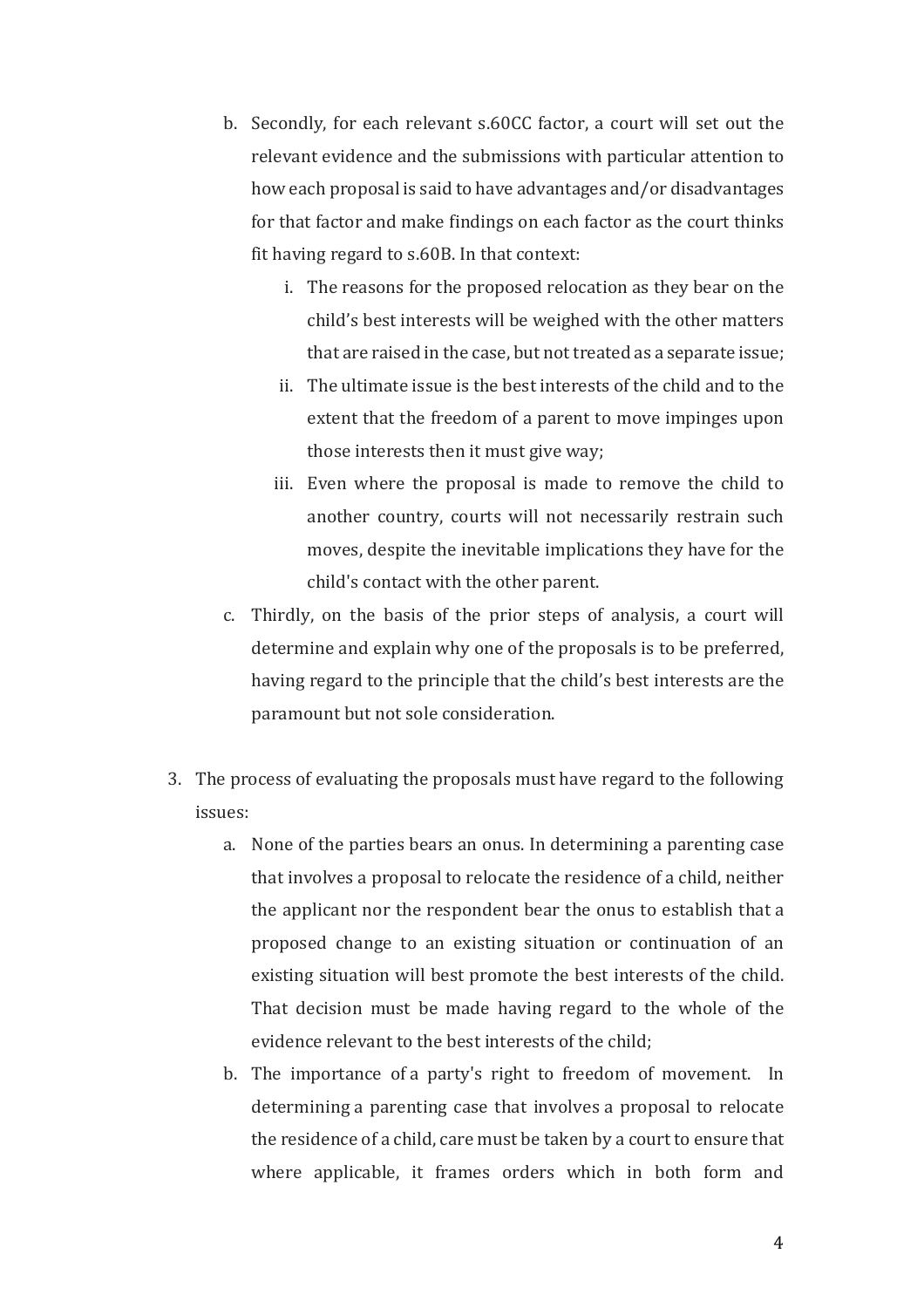b. Secondly, for each relevant s.60CC factor, a court will set out the relevant evidence and the submissions with particular attention to how each proposal is said to have advantages and/or disadvantages for that factor and make findings on each factor as the court thinks fit having regard to s.60B. In that context:

    i. The reasons for the proposed relocation as they bear on the child's best interests will be weighed with the other matters that are raised in the case, but not treated as a separate issue;

    ii. The ultimate issue is the best interests of the child and to the extent that the freedom of a parent to move impinges upon those interests then it must give way;

    iii. Even where the proposal is made to remove the child to another country, courts will not necessarily restrain such moves, despite the inevitable implications they have for the child's contact with the other parent.

c. Thirdly, on the basis of the prior steps of analysis, a court will determine and explain why one of the proposals is to be preferred, having regard to the principle that the child's best interests are the paramount but not sole consideration.

3. The process of evaluating the proposals must have regard to the following issues:

    a. None of the parties bears an onus. In determining a parenting case that involves a proposal to relocate the residence of a child, neither the applicant nor the respondent bear the onus to establish that a proposed change to an existing situation or continuation of an existing situation will best promote the best interests of the child. That decision must be made having regard to the whole of the evidence relevant to the best interests of the child;

    b. The importance of a party's right to freedom of movement. In determining a parenting case that involves a proposal to relocate the residence of a child, care must be taken by a court to ensure that where applicable, it frames orders which in both form and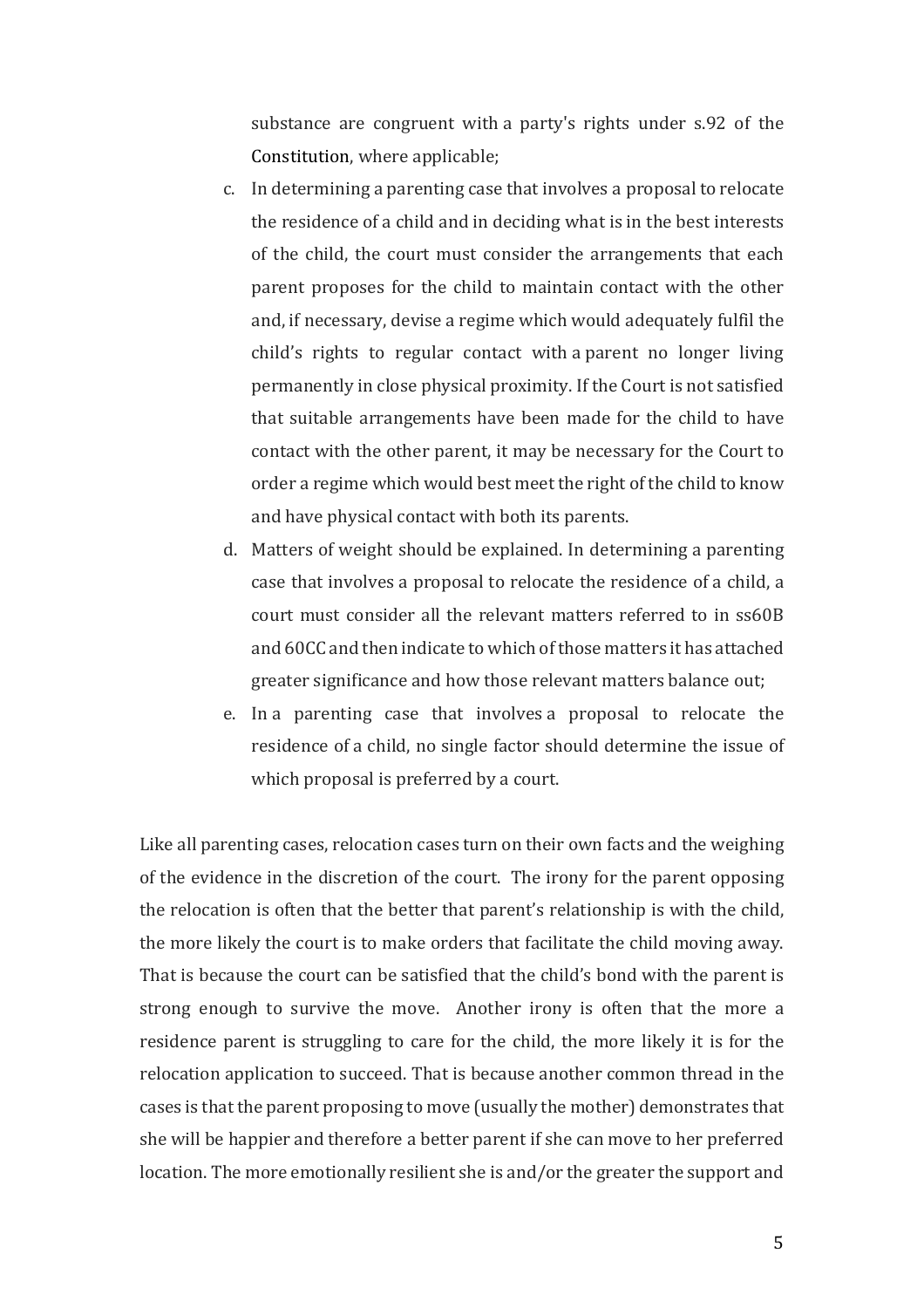substance are congruent with a party's rights under s.92 of the Constitution, where applicable;

c. In determining a parenting case that involves a proposal to relocate the residence of a child and in deciding what is in the best interests of the child, the court must consider the arrangements that each parent proposes for the child to maintain contact with the other and, if necessary, devise a regime which would adequately fulfil the child's rights to regular contact with a parent no longer living permanently in close physical proximity. If the Court is not satisfied that suitable arrangements have been made for the child to have contact with the other parent, it may be necessary for the Court to order a regime which would best meet the right of the child to know and have physical contact with both its parents.

d. Matters of weight should be explained. In determining a parenting case that involves a proposal to relocate the residence of a child, a court must consider all the relevant matters referred to in ss60B and 60CC and then indicate to which of those matters it has attached greater significance and how those relevant matters balance out;

e. In a parenting case that involves a proposal to relocate the residence of a child, no single factor should determine the issue of which proposal is preferred by a court.

Like all parenting cases, relocation cases turn on their own facts and the weighing of the evidence in the discretion of the court. The irony for the parent opposing the relocation is often that the better that parent's relationship is with the child, the more likely the court is to make orders that facilitate the child moving away. That is because the court can be satisfied that the child's bond with the parent is strong enough to survive the move. Another irony is often that the more a residence parent is struggling to care for the child, the more likely it is for the relocation application to succeed. That is because another common thread in the cases is that the parent proposing to move (usually the mother) demonstrates that she will be happier and therefore a better parent if she can move to her preferred location. The more emotionally resilient she is and/or the greater the support and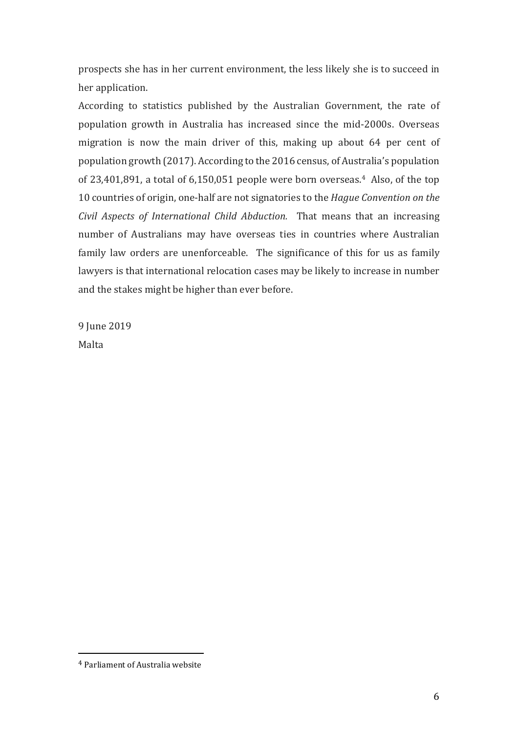prospects she has in her current environment, the less likely she is to succeed in her application.

According to statistics published by the Australian Government, the rate of population growth in Australia has increased since the mid-2000s. Overseas migration is now the main driver of this, making up about 64 per cent of population growth (2017). According to the 2016 census, of Australia's population of 23,401,891, a total of 6,150,051 people were born overseas.[4] Also, of the top 10 countries of origin, one-half are not signatories to the *Hague Convention on the Civil Aspects of International Child Abduction.* That means that an increasing number of Australians may have overseas ties in countries where Australian family law orders are unenforceable. The significance of this for us as family lawyers is that international relocation cases may be likely to increase in number and the stakes might be higher than ever before.

9 June 2019
Malta

---

[4] Parliament of Australia website